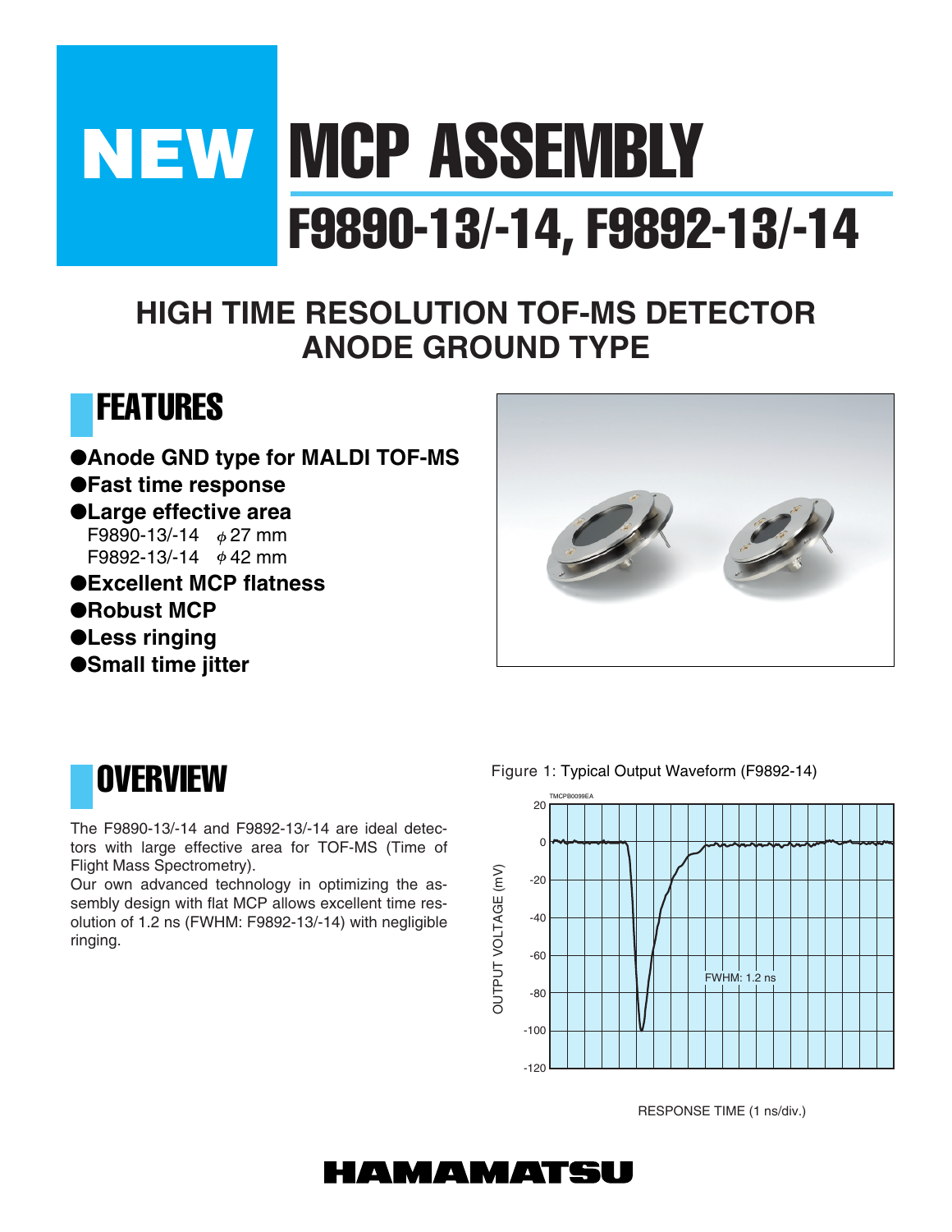# NEW MCP ASSEMBLY

# F9890-13/-14, F9892-13/-14

## HIGH TIME RESOLUTION TOF-MS DETECTOR ANODE GROUND TYPE

## FEATURES

- **Anode GND type for MALDI TOF-MS**
- **Fast time response**
- **Large effective area**
  - F9890-13/-14 $\phi$ 27 mm
  - F9892-13/-14 $\phi$ 42 mm
- **Excellent MCP flatness**
- **Robust MCP**
- **Less ringing**
- **Small time jitter**

## OVERVIEW

The F9890-13/-14 and F9892-13/-14 are ideal detectors with large effective area for TOF-MS (Time of Flight Mass Spectrometry).

Our own advanced technology in optimizing the assembly design with flat MCP allows excellent time resolution of 1.2 ns (FWHM: F9892-13/-14) with negligible ringing.

Figure 1: Typical Output Waveform (F9892-14)

TMCPB0099EA

OUTPUT VOLTAGE (mV)

FWHM: 1.2 ns

RESPONSE TIME (1 ns/div.)

HAMAMATSU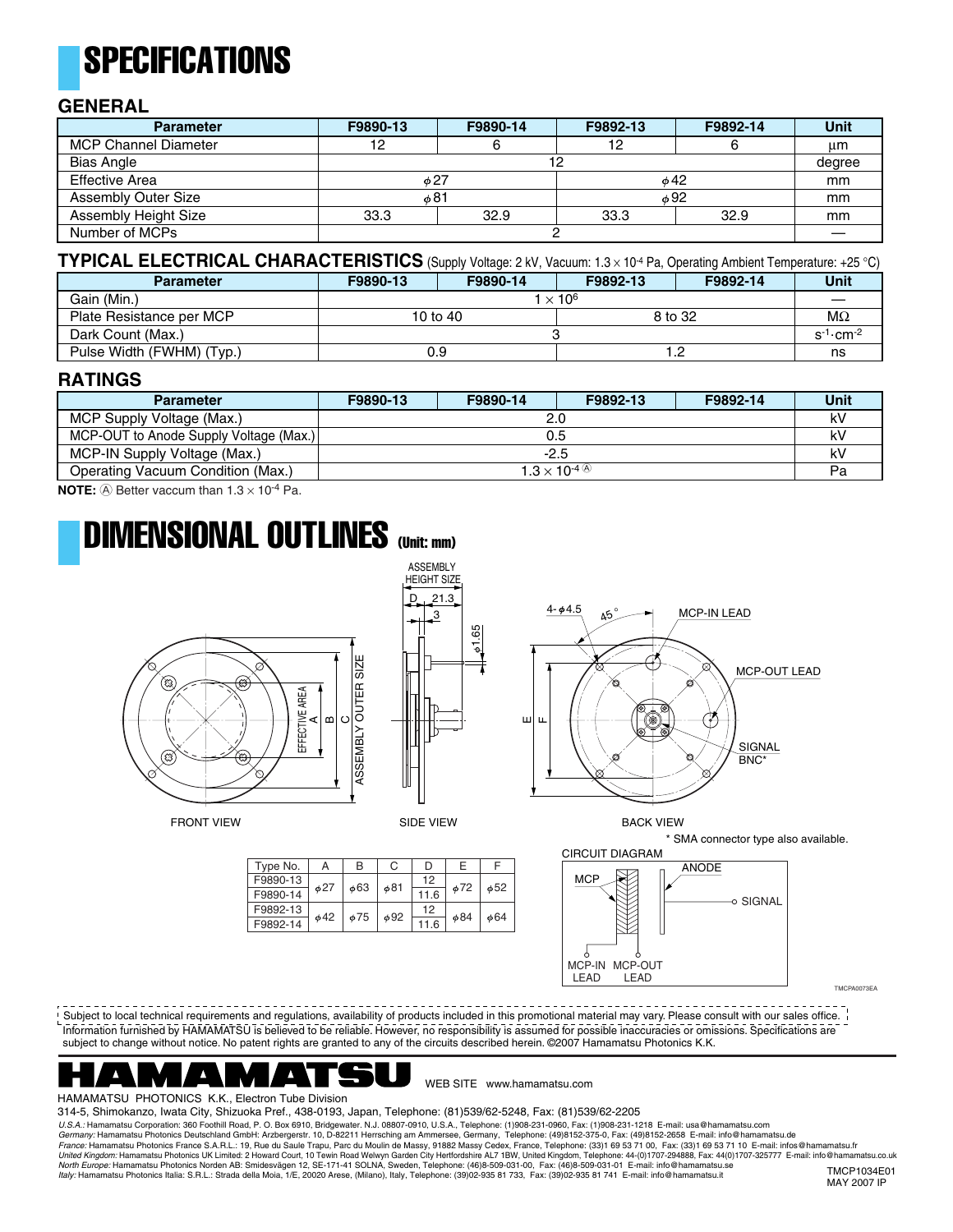# SPECIFICATIONS

## GENERAL

| Parameter | F9890-13 | F9890-14 | F9892-13 | F9892-14 | Unit |
|---|---|---|---|---|---|
| MCP Channel Diameter | 12 | 6 | 12 | 6 | μm |
| Bias Angle | 12 | | | | degree |
| Effective Area | φ27 | | φ42 | | mm |
| Assembly Outer Size | φ81 | | φ92 | | mm |
| Assembly Height Size | 33.3 | 32.9 | 33.3 | 32.9 | mm |
| Number of MCPs | 2 | | | | — |

## TYPICAL ELECTRICAL CHARACTERISTICS (Supply Voltage: 2 kV, Vacuum: $1.3 \times 10^{-4}$ Pa, Operating Ambient Temperature: +25 °C)

| Parameter | F9890-13 | F9890-14 | F9892-13 | F9892-14 | Unit |
|---|---|---|---|---|---|
| Gain (Min.) | $1 \times 10^6$ | | | | — |
| Plate Resistance per MCP | 10 to 40 | | 8 to 32 | | MΩ |
| Dark Count (Max.) | 3 | | | | $s^{-1} \cdot cm^{-2}$ |
| Pulse Width (FWHM) (Typ.) | 0.9 | | 1.2 | | ns |

## RATINGS

| Parameter | F9890-13 | F9890-14 | F9892-13 | F9892-14 | Unit |
|---|---|---|---|---|---|
| MCP Supply Voltage (Max.) | 2.0 | | | | kV |
| MCP-OUT to Anode Supply Voltage (Max.) | 0.5 | | | | kV |
| MCP-IN Supply Voltage (Max.) | -2.5 | | | | kV |
| Operating Vacuum Condition (Max.) | $1.3 \times 10^{-4}$ Ⓐ | | | | Pa |

**NOTE:** Ⓐ Better vaccum than $1.3 \times 10^{-4}$ Pa.

# DIMENSIONAL OUTLINES (Unit: mm)

ASSEMBLY HEIGHT SIZE
D
21.3
3
φ1.65
EFFECTIVE AREA A
B
C
ASSEMBLY OUTER SIZE
4- φ4.5
45°
MCP-IN LEAD
MCP-OUT LEAD
SIGNAL BNC*
E
F

FRONT VIEW
SIDE VIEW
BACK VIEW

\* SMA connector type also available.

| Type No. | A | B | C | D | E | F |
|---|---|---|---|---|---|---|
| F9890-13 | φ27 | φ63 | φ81 | 12 | φ72 | φ52 |
| F9890-14 | | | | 11.6 | | |
| F9892-13 | φ42 | φ75 | φ92 | 12 | φ84 | φ64 |
| F9892-14 | | | | 11.6 | | |

CIRCUIT DIAGRAM
MCP
ANODE
SIGNAL
MCP-IN LEAD
MCP-OUT LEAD

TMCPA0073EA

Subject to local technical requirements and regulations, availability of products included in this promotional material may vary. Please consult with our sales office.

Information furnished by HAMAMATSU is believed to be reliable. However, no responsibility is assumed for possible inaccuracies or omissions. Specifications are subject to change without notice. No patent rights are granted to any of the circuits described herein. ©2007 Hamamatsu Photonics K.K.

HAMAMATSU

WEB SITE www.hamamatsu.com

HAMAMATSU PHOTONICS K.K., Electron Tube Division

314-5, Shimokanzo, Iwata City, Shizuoka Pref., 438-0193, Japan, Telephone: (81)539/62-5248, Fax: (81)539/62-2205

*U.S.A.:* Hamamatsu Corporation: 360 Foothill Road, P. O. Box 6910, Bridgewater. N.J. 08807-0910, U.S.A., Telephone: (1)908-231-0960, Fax: (1)908-231-1218 E-mail: usa@hamamatsu.com
*Germany:* Hamamatsu Photonics Deutschland GmbH: Arzbergerstr. 10, D-82211 Herrsching am Ammersee, Germany, Telephone: (49)8152-375-0, Fax: (49)8152-2658 E-mail: info@hamamatsu.de
*France:* Hamamatsu Photonics France S.A.R.L.: 19, Rue du Saule Trapu, Parc du Moulin de Massy, 91882 Massy Cedex, France, Telephone: (33)1 69 53 71 00, Fax: (33)1 69 53 71 10 E-mail: infos@hamamatsu.fr
*United Kingdom:* Hamamatsu Photonics UK Limited: 2 Howard Court, 10 Tewin Road Welwyn Garden City Hertfordshire AL7 1BW, United Kingdom, Telephone: 44-(0)1707-294888, Fax: 44(0)1707-325777 E-mail: info@hamamatsu.co.uk
*North Europe:* Hamamatsu Photonics Norden AB: Smidesvägen 12, SE-171-41 SOLNA, Sweden, Telephone: (46)8-509-031-00, Fax: (46)8-509-031-01 E-mail: info@hamamatsu.se
*Italy:* Hamamatsu Photonics Italia: S.R.L.: Strada della Moia, 1/E, 20020 Arese, (Milano), Italy, Telephone: (39)02-935 81 733, Fax: (39)02-935 81 741 E-mail: info@hamamatsu.it

TMCP1034E01
MAY 2007 IP